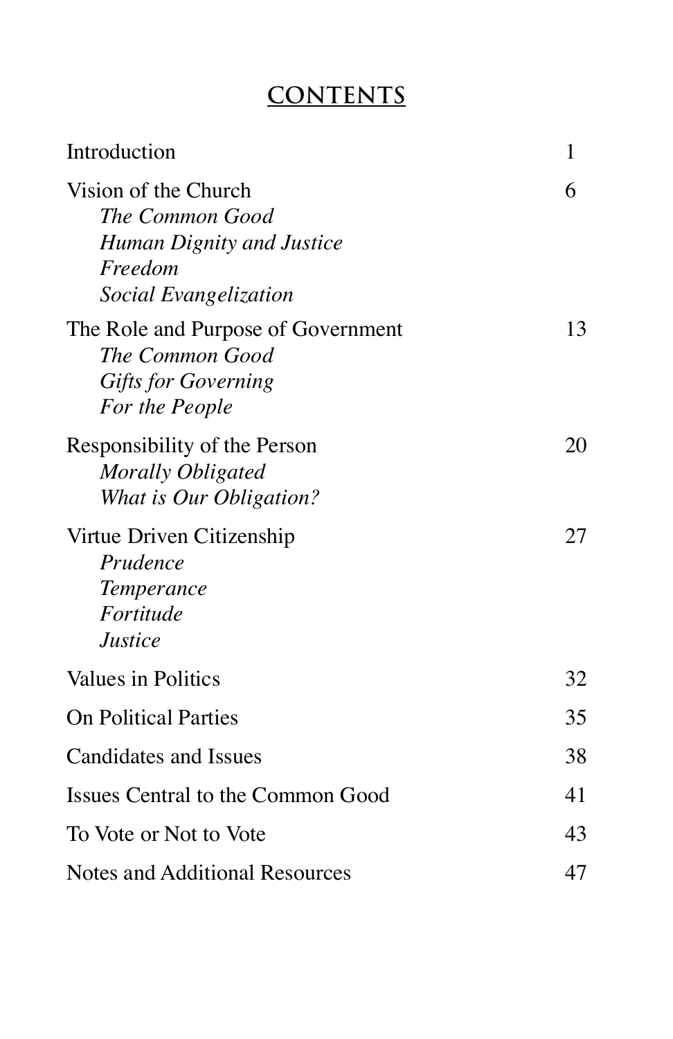# CONTENTS

| | |
|---|---|
| Introduction | 1 |
| Vision of the Church | 6 |
| *The Common Good* | |
| *Human Dignity and Justice* | |
| *Freedom* | |
| *Social Evangelization* | |
| The Role and Purpose of Government | 13 |
| *The Common Good* | |
| *Gifts for Governing* | |
| *For the People* | |
| Responsibility of the Person | 20 |
| *Morally Obligated* | |
| *What is Our Obligation?* | |
| Virtue Driven Citizenship | 27 |
| *Prudence* | |
| *Temperance* | |
| *Fortitude* | |
| *Justice* | |
| Values in Politics | 32 |
| On Political Parties | 35 |
| Candidates and Issues | 38 |
| Issues Central to the Common Good | 41 |
| To Vote or Not to Vote | 43 |
| Notes and Additional Resources | 47 |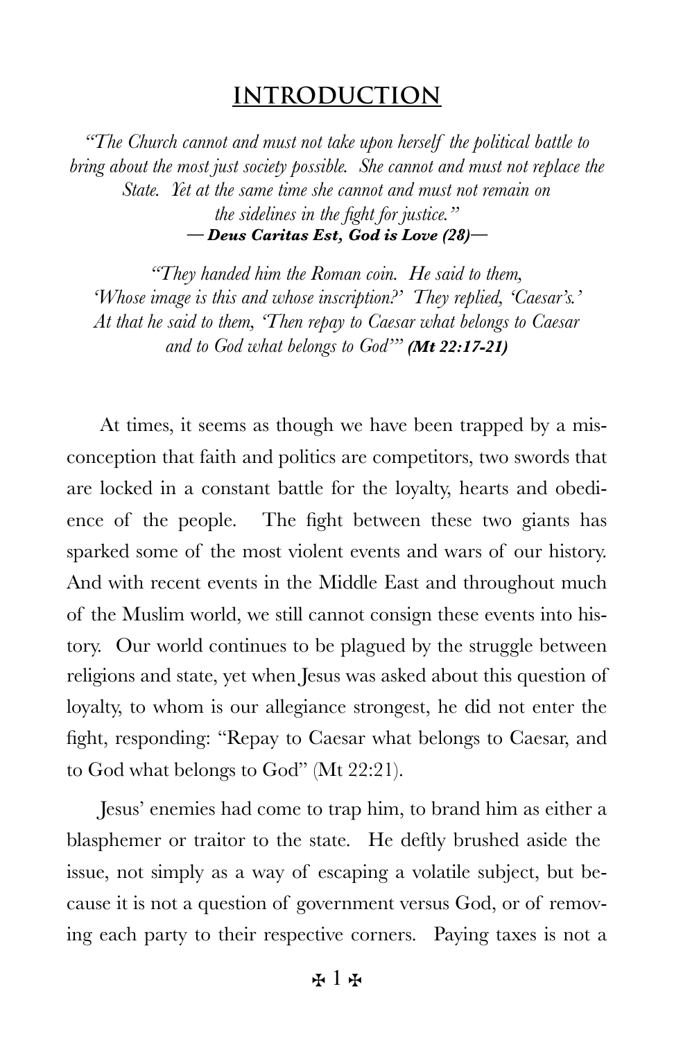## INTRODUCTION

*"The Church cannot and must not take upon herself the political battle to bring about the most just society possible. She cannot and must not replace the State. Yet at the same time she cannot and must not remain on the sidelines in the fight for justice."*
***— Deus Caritas Est, God is Love (28)—***

*"They handed him the Roman coin. He said to them, 'Whose image is this and whose inscription?' They replied, 'Caesar's.' At that he said to them, 'Then repay to Caesar what belongs to Caesar and to God what belongs to God'"* ***(Mt 22:17-21)***

At times, it seems as though we have been trapped by a misconception that faith and politics are competitors, two swords that are locked in a constant battle for the loyalty, hearts and obedience of the people. The fight between these two giants has sparked some of the most violent events and wars of our history. And with recent events in the Middle East and throughout much of the Muslim world, we still cannot consign these events into history. Our world continues to be plagued by the struggle between religions and state, yet when Jesus was asked about this question of loyalty, to whom is our allegiance strongest, he did not enter the fight, responding: "Repay to Caesar what belongs to Caesar, and to God what belongs to God" (Mt 22:21).

Jesus' enemies had come to trap him, to brand him as either a blasphemer or traitor to the state. He deftly brushed aside the issue, not simply as a way of escaping a volatile subject, but because it is not a question of government versus God, or of removing each party to their respective corners. Paying taxes is not a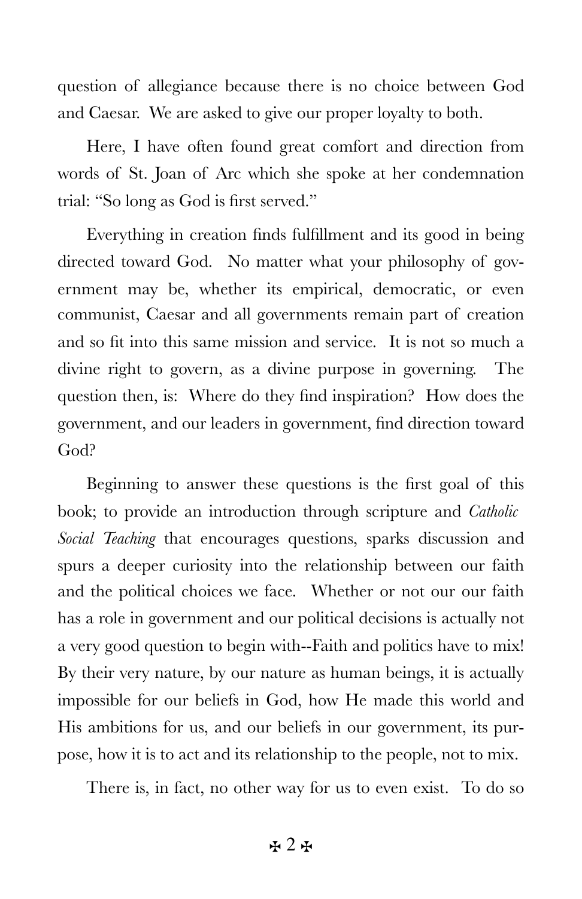question of allegiance because there is no choice between God and Caesar. We are asked to give our proper loyalty to both.

Here, I have often found great comfort and direction from words of St. Joan of Arc which she spoke at her condemnation trial: "So long as God is first served."

Everything in creation finds fulfillment and its good in being directed toward God. No matter what your philosophy of government may be, whether its empirical, democratic, or even communist, Caesar and all governments remain part of creation and so fit into this same mission and service. It is not so much a divine right to govern, as a divine purpose in governing. The question then, is: Where do they find inspiration? How does the government, and our leaders in government, find direction toward God?

Beginning to answer these questions is the first goal of this book; to provide an introduction through scripture and *Catholic Social Teaching* that encourages questions, sparks discussion and spurs a deeper curiosity into the relationship between our faith and the political choices we face. Whether or not our our faith has a role in government and our political decisions is actually not a very good question to begin with--Faith and politics have to mix! By their very nature, by our nature as human beings, it is actually impossible for our beliefs in God, how He made this world and His ambitions for us, and our beliefs in our government, its purpose, how it is to act and its relationship to the people, not to mix.

There is, in fact, no other way for us to even exist. To do so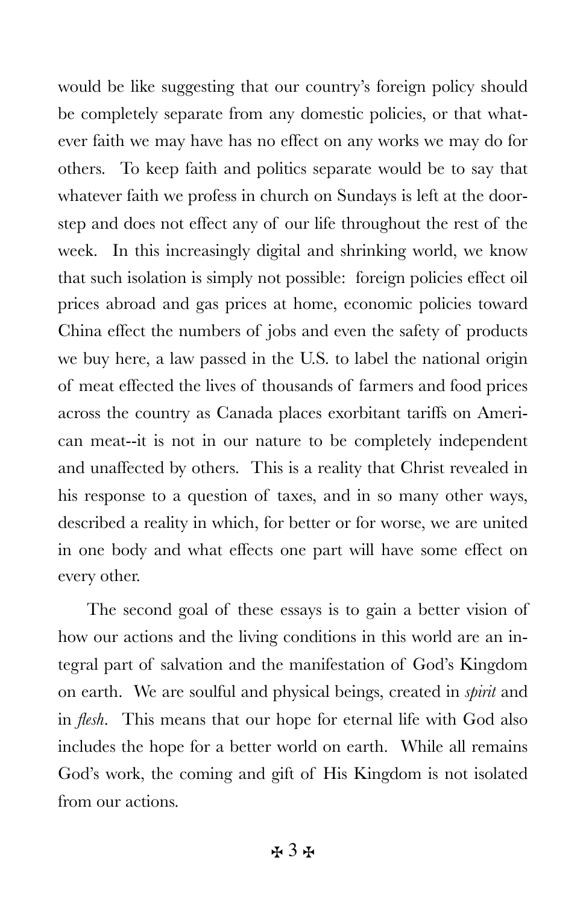would be like suggesting that our country's foreign policy should be completely separate from any domestic policies, or that whatever faith we may have has no effect on any works we may do for others. To keep faith and politics separate would be to say that whatever faith we profess in church on Sundays is left at the doorstep and does not effect any of our life throughout the rest of the week. In this increasingly digital and shrinking world, we know that such isolation is simply not possible: foreign policies effect oil prices abroad and gas prices at home, economic policies toward China effect the numbers of jobs and even the safety of products we buy here, a law passed in the U.S. to label the national origin of meat effected the lives of thousands of farmers and food prices across the country as Canada places exorbitant tariffs on American meat--it is not in our nature to be completely independent and unaffected by others. This is a reality that Christ revealed in his response to a question of taxes, and in so many other ways, described a reality in which, for better or for worse, we are united in one body and what effects one part will have some effect on every other.

The second goal of these essays is to gain a better vision of how our actions and the living conditions in this world are an integral part of salvation and the manifestation of God's Kingdom on earth. We are soulful and physical beings, created in *spirit* and in *flesh*. This means that our hope for eternal life with God also includes the hope for a better world on earth. While all remains God's work, the coming and gift of His Kingdom is not isolated from our actions.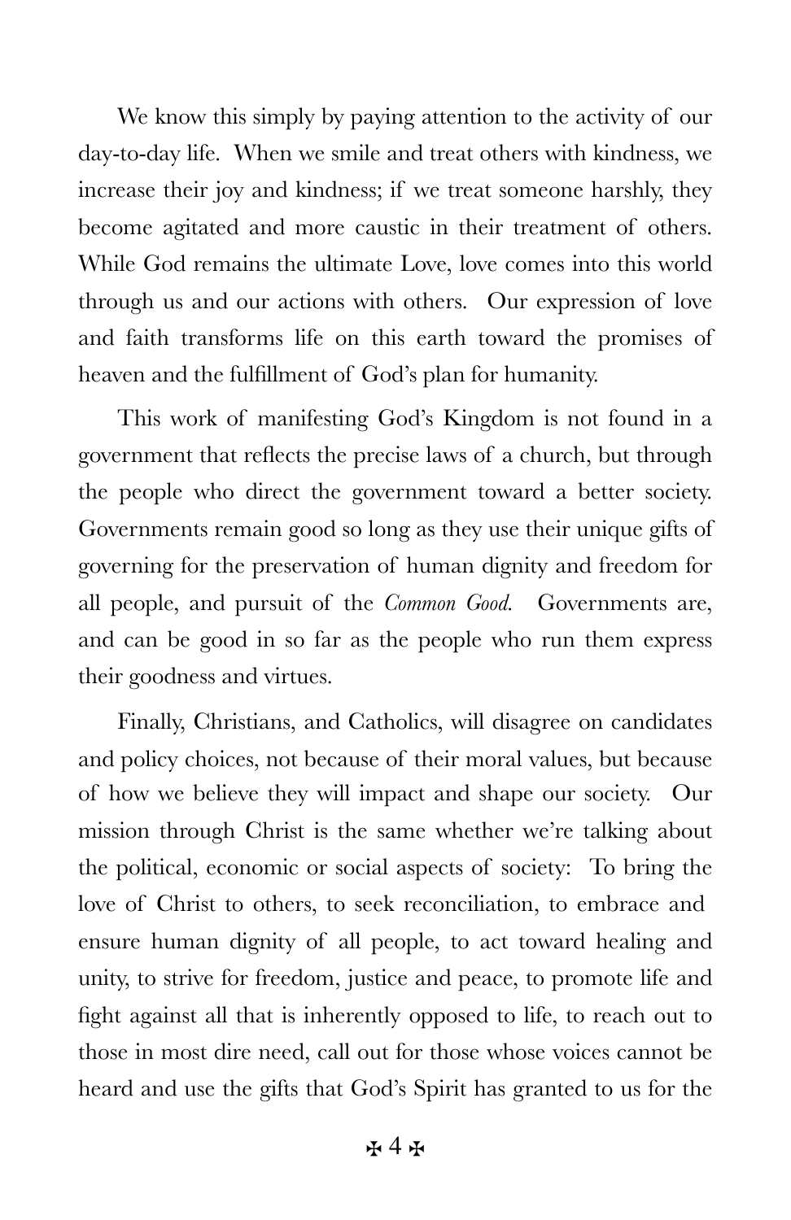We know this simply by paying attention to the activity of our day-to-day life. When we smile and treat others with kindness, we increase their joy and kindness; if we treat someone harshly, they become agitated and more caustic in their treatment of others. While God remains the ultimate Love, love comes into this world through us and our actions with others. Our expression of love and faith transforms life on this earth toward the promises of heaven and the fulfillment of God's plan for humanity.

This work of manifesting God's Kingdom is not found in a government that reflects the precise laws of a church, but through the people who direct the government toward a better society. Governments remain good so long as they use their unique gifts of governing for the preservation of human dignity and freedom for all people, and pursuit of the *Common Good.* Governments are, and can be good in so far as the people who run them express their goodness and virtues.

Finally, Christians, and Catholics, will disagree on candidates and policy choices, not because of their moral values, but because of how we believe they will impact and shape our society. Our mission through Christ is the same whether we're talking about the political, economic or social aspects of society: To bring the love of Christ to others, to seek reconciliation, to embrace and ensure human dignity of all people, to act toward healing and unity, to strive for freedom, justice and peace, to promote life and fight against all that is inherently opposed to life, to reach out to those in most dire need, call out for those whose voices cannot be heard and use the gifts that God's Spirit has granted to us for the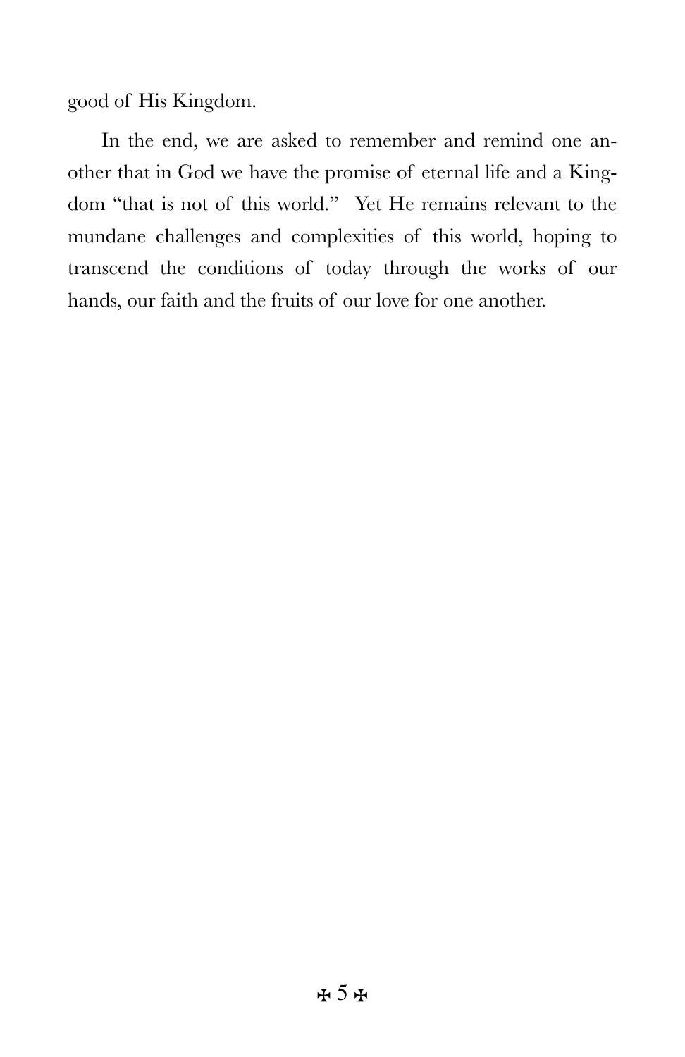good of His Kingdom.

In the end, we are asked to remember and remind one another that in God we have the promise of eternal life and a Kingdom "that is not of this world." Yet He remains relevant to the mundane challenges and complexities of this world, hoping to transcend the conditions of today through the works of our hands, our faith and the fruits of our love for one another.